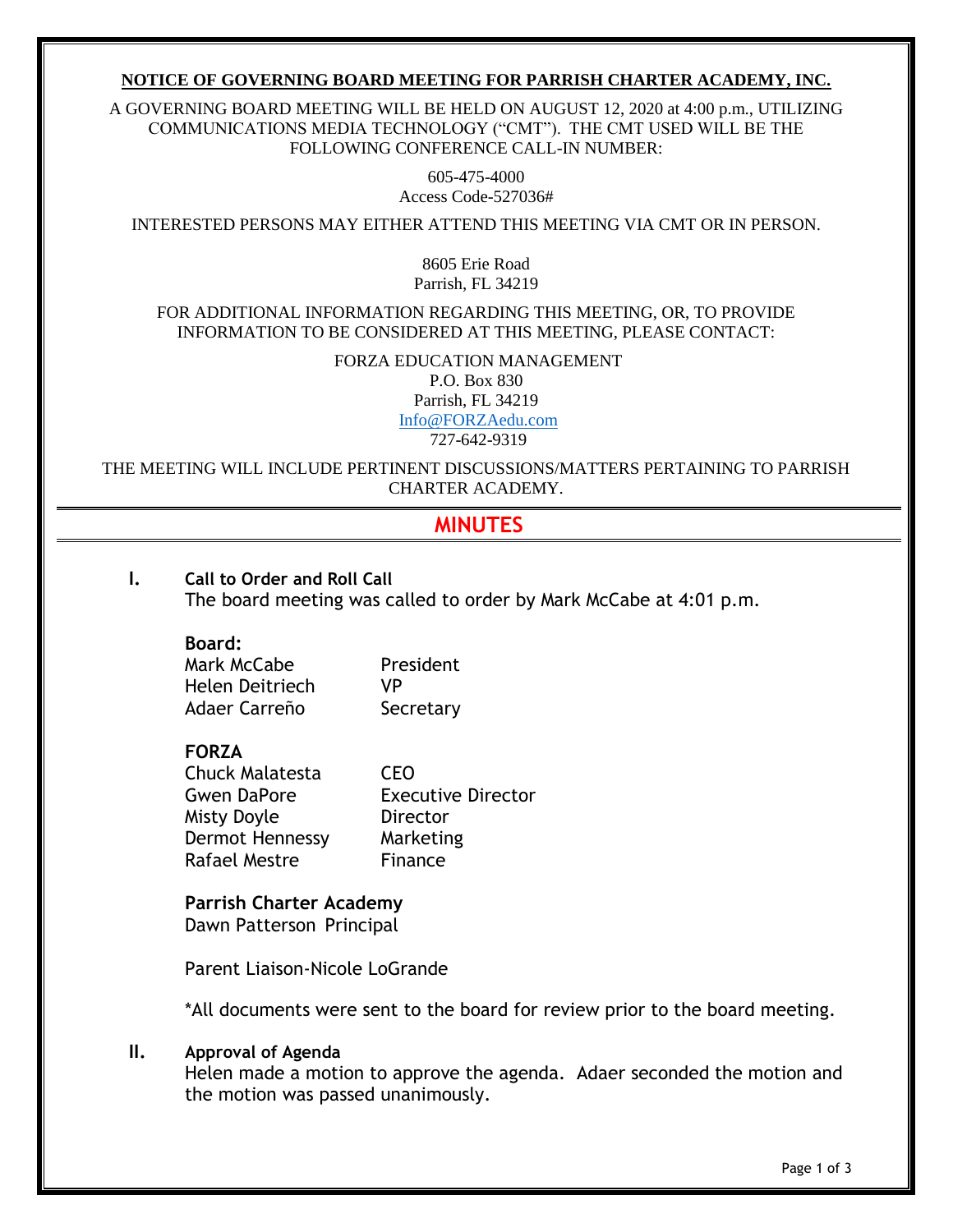**NOTICE OF GOVERNING BOARD MEETING FOR PARRISH CHARTER ACADEMY, INC.**

A GOVERNING BOARD MEETING WILL BE HELD ON AUGUST 12, 2020 at 4:00 p.m., UTILIZING COMMUNICATIONS MEDIA TECHNOLOGY ("CMT"). THE CMT USED WILL BE THE FOLLOWING CONFERENCE CALL-IN NUMBER:

605-475-4000
Access Code-527036#

INTERESTED PERSONS MAY EITHER ATTEND THIS MEETING VIA CMT OR IN PERSON.

8605 Erie Road
Parrish, FL 34219

FOR ADDITIONAL INFORMATION REGARDING THIS MEETING, OR, TO PROVIDE INFORMATION TO BE CONSIDERED AT THIS MEETING, PLEASE CONTACT:

FORZA EDUCATION MANAGEMENT
P.O. Box 830
Parrish, FL 34219
Info@FORZAedu.com
727-642-9319

THE MEETING WILL INCLUDE PERTINENT DISCUSSIONS/MATTERS PERTAINING TO PARRISH CHARTER ACADEMY.

# MINUTES

## I. Call to Order and Roll Call

The board meeting was called to order by Mark McCabe at 4:01 p.m.

**Board:**

| | |
|---|---|
| Mark McCabe | President |
| Helen Deitriech | VP |
| Adaer Carreño | Secretary |

**FORZA**

| | |
|---|---|
| Chuck Malatesta | CEO |
| Gwen DaPore | Executive Director |
| Misty Doyle | Director |
| Dermot Hennessy | Marketing |
| Rafael Mestre | Finance |

**Parrish Charter Academy**

Dawn Patterson Principal

Parent Liaison-Nicole LoGrande

*All documents were sent to the board for review prior to the board meeting.

## II. Approval of Agenda

Helen made a motion to approve the agenda. Adaer seconded the motion and the motion was passed unanimously.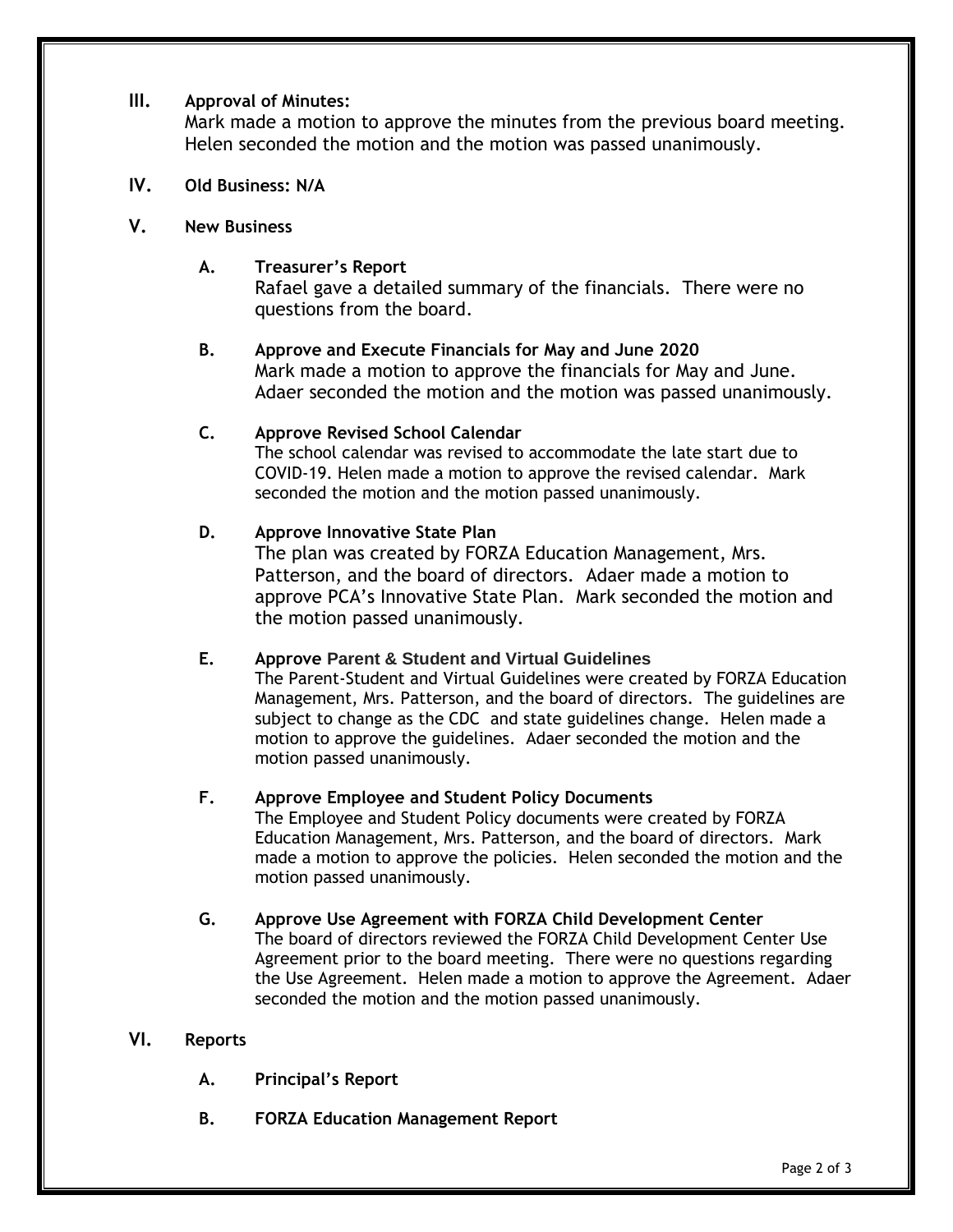## III. Approval of Minutes:

Mark made a motion to approve the minutes from the previous board meeting. Helen seconded the motion and the motion was passed unanimously.

## IV. Old Business: N/A

## V. New Business

### A. Treasurer's Report

Rafael gave a detailed summary of the financials. There were no questions from the board.

### B. Approve and Execute Financials for May and June 2020

Mark made a motion to approve the financials for May and June. Adaer seconded the motion and the motion was passed unanimously.

### C. Approve Revised School Calendar

The school calendar was revised to accommodate the late start due to COVID-19. Helen made a motion to approve the revised calendar. Mark seconded the motion and the motion passed unanimously.

### D. Approve Innovative State Plan

The plan was created by FORZA Education Management, Mrs. Patterson, and the board of directors. Adaer made a motion to approve PCA's Innovative State Plan. Mark seconded the motion and the motion passed unanimously.

### E. Approve Parent & Student and Virtual Guidelines

The Parent-Student and Virtual Guidelines were created by FORZA Education Management, Mrs. Patterson, and the board of directors. The guidelines are subject to change as the CDC and state guidelines change. Helen made a motion to approve the guidelines. Adaer seconded the motion and the motion passed unanimously.

### F. Approve Employee and Student Policy Documents

The Employee and Student Policy documents were created by FORZA Education Management, Mrs. Patterson, and the board of directors. Mark made a motion to approve the policies. Helen seconded the motion and the motion passed unanimously.

### G. Approve Use Agreement with FORZA Child Development Center

The board of directors reviewed the FORZA Child Development Center Use Agreement prior to the board meeting. There were no questions regarding the Use Agreement. Helen made a motion to approve the Agreement. Adaer seconded the motion and the motion passed unanimously.

## VI. Reports

### A. Principal's Report

### B. FORZA Education Management Report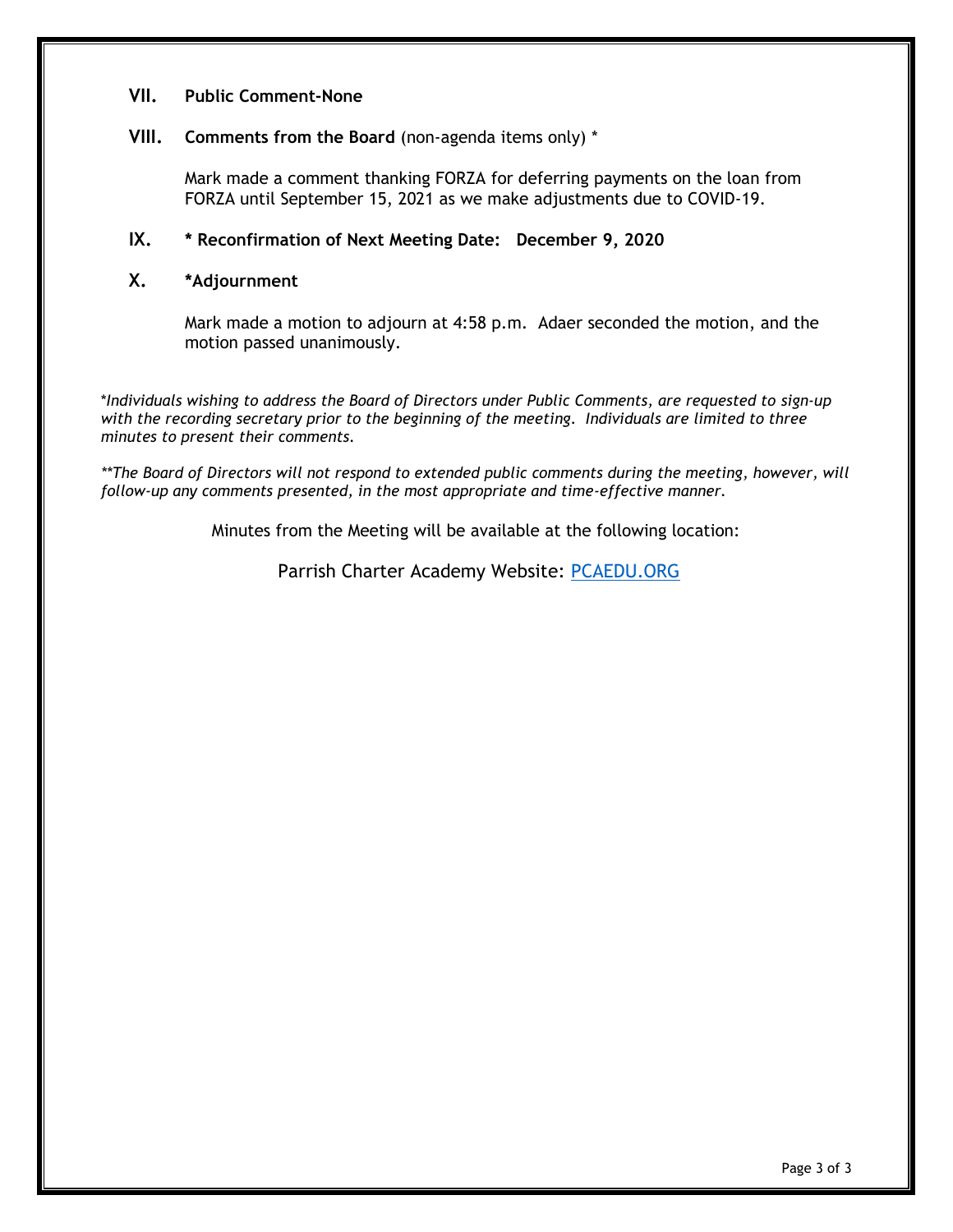**VII. Public Comment-None**

**VIII. Comments from the Board** (non-agenda items only) *

Mark made a comment thanking FORZA for deferring payments on the loan from FORZA until September 15, 2021 as we make adjustments due to COVID-19.

**IX. * Reconfirmation of Next Meeting Date: December 9, 2020**

**X. *Adjournment**

Mark made a motion to adjourn at 4:58 p.m. Adaer seconded the motion, and the motion passed unanimously.

**Individuals wishing to address the Board of Directors under Public Comments, are requested to sign-up with the recording secretary prior to the beginning of the meeting. Individuals are limited to three minutes to present their comments.*

***The Board of Directors will not respond to extended public comments during the meeting, however, will follow-up any comments presented, in the most appropriate and time-effective manner.*

Minutes from the Meeting will be available at the following location:

Parrish Charter Academy Website: [PCAEDU.ORG](http://PCAEDU.ORG)